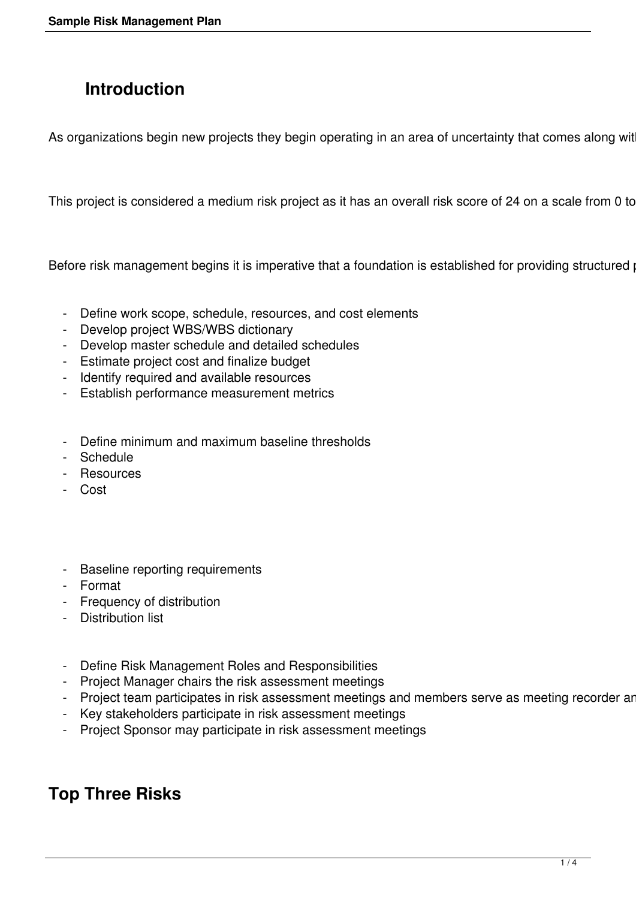# Introduction

As organizations begin new projects they begin operating in an area of uncertainty that comes along wit

This project is considered a medium risk project as it has an overall risk score of 24 on a scale from 0 to

Before risk management begins it is imperative that a foundation is established for providing structured

- Define work scope, schedule, resources, and cost elements
- Develop project WBS/WBS dictionary
- Develop master schedule and detailed schedules
- Estimate project cost and finalize budget
- Identify required and available resources
- Establish performance measurement metrics

- Define minimum and maximum baseline thresholds
- Schedule
- Resources
- Cost

- Baseline reporting requirements
- Format
- Frequency of distribution
- Distribution list

- Define Risk Management Roles and Responsibilities
- Project Manager chairs the risk assessment meetings
- Project team participates in risk assessment meetings and members serve as meeting recorder an
- Key stakeholders participate in risk assessment meetings
- Project Sponsor may participate in risk assessment meetings

# Top Three Risks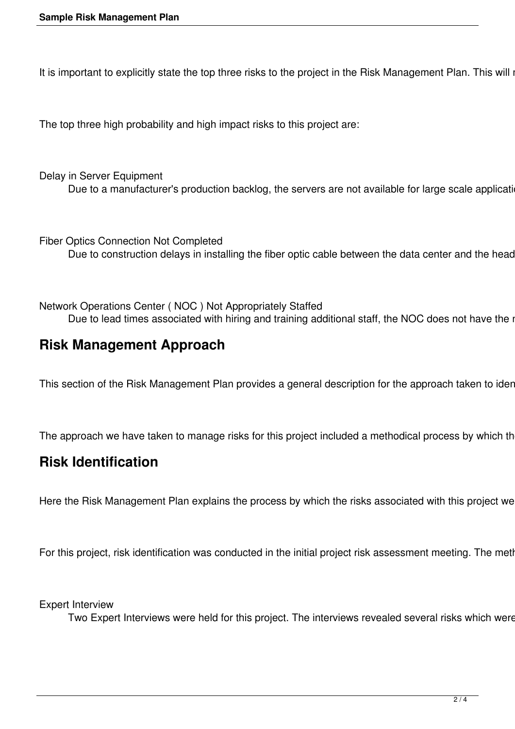It is important to explicitly state the top three risks to the project in the Risk Management Plan. This will r

The top three high probability and high impact risks to this project are:

Delay in Server Equipment
    Due to a manufacturer's production backlog, the servers are not available for large scale applicati

Fiber Optics Connection Not Completed
    Due to construction delays in installing the fiber optic cable between the data center and the head

Network Operations Center ( NOC ) Not Appropriately Staffed
    Due to lead times associated with hiring and training additional staff, the NOC does not have the r

## Risk Management Approach

This section of the Risk Management Plan provides a general description for the approach taken to iden

The approach we have taken to manage risks for this project included a methodical process by which th

## Risk Identification

Here the Risk Management Plan explains the process by which the risks associated with this project we

For this project, risk identification was conducted in the initial project risk assessment meeting. The meth

Expert Interview
    Two Expert Interviews were held for this project. The interviews revealed several risks which were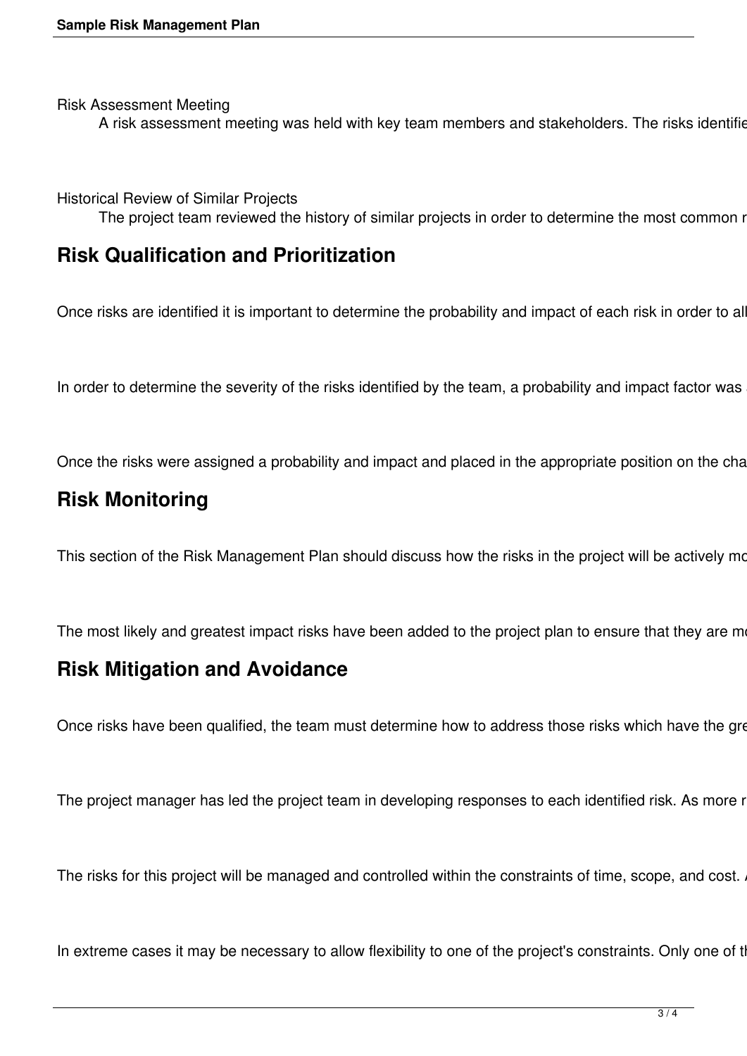Risk Assessment Meeting

A risk assessment meeting was held with key team members and stakeholders. The risks identifie

Historical Review of Similar Projects

The project team reviewed the history of similar projects in order to determine the most common r

## Risk Qualification and Prioritization

Once risks are identified it is important to determine the probability and impact of each risk in order to all

In order to determine the severity of the risks identified by the team, a probability and impact factor was

Once the risks were assigned a probability and impact and placed in the appropriate position on the cha

## Risk Monitoring

This section of the Risk Management Plan should discuss how the risks in the project will be actively mo

The most likely and greatest impact risks have been added to the project plan to ensure that they are mo

## Risk Mitigation and Avoidance

Once risks have been qualified, the team must determine how to address those risks which have the gre

The project manager has led the project team in developing responses to each identified risk. As more r

The risks for this project will be managed and controlled within the constraints of time, scope, and cost.

In extreme cases it may be necessary to allow flexibility to one of the project's constraints. Only one of th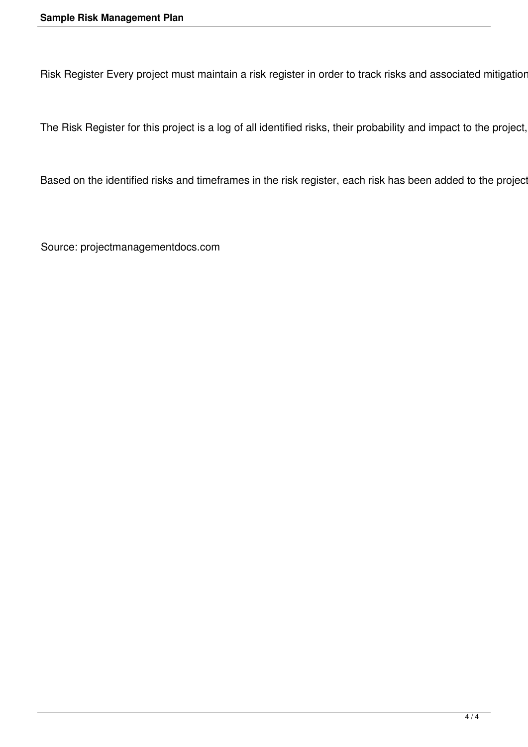Risk Register Every project must maintain a risk register in order to track risks and associated mitigation

The Risk Register for this project is a log of all identified risks, their probability and impact to the project,

Based on the identified risks and timeframes in the risk register, each risk has been added to the project

Source: projectmanagementdocs.com